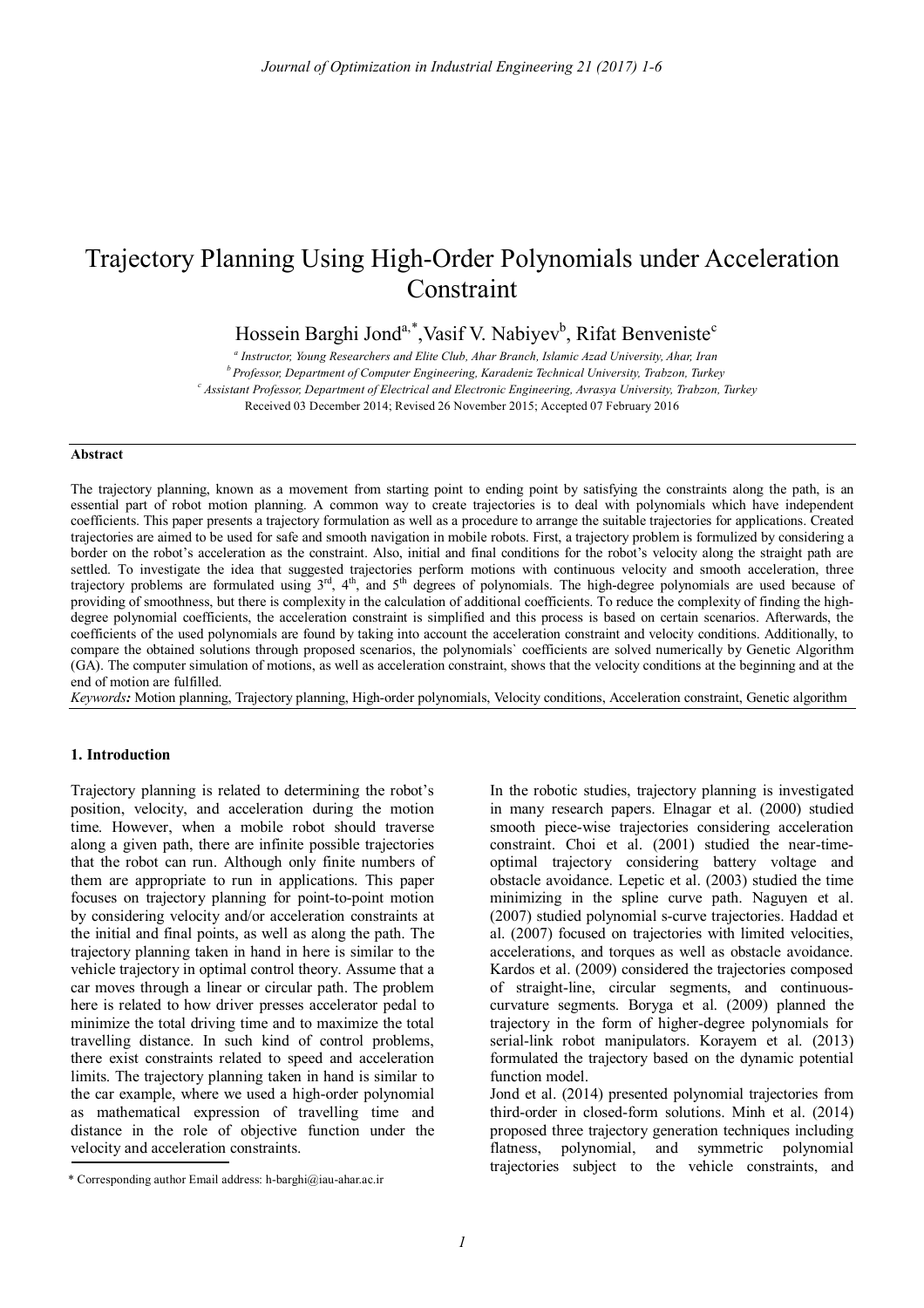# Trajectory Planning Using High-Order Polynomials under Acceleration Constraint

Hossein Barghi Jond[a,*], Vasif V. Nabiyev[b], Rifat Benveniste[c]

[a] Instructor, Young Researchers and Elite Club, Ahar Branch, Islamic Azad University, Ahar, Iran

[b] Professor, Department of Computer Engineering, Karadeniz Technical University, Trabzon, Turkey

[c] Assistant Professor, Department of Electrical and Electronic Engineering, Avrasya University, Trabzon, Turkey

Received 03 December 2014; Revised 26 November 2015; Accepted 07 February 2016

## Abstract

The trajectory planning, known as a movement from starting point to ending point by satisfying the constraints along the path, is an essential part of robot motion planning. A common way to create trajectories is to deal with polynomials which have independent coefficients. This paper presents a trajectory formulation as well as a procedure to arrange the suitable trajectories for applications. Created trajectories are aimed to be used for safe and smooth navigation in mobile robots. First, a trajectory problem is formulized by considering a border on the robot's acceleration as the constraint. Also, initial and final conditions for the robot's velocity along the straight path are settled. To investigate the idea that suggested trajectories perform motions with continuous velocity and smooth acceleration, three trajectory problems are formulated using 3[rd], 4[th], and 5[th] degrees of polynomials. The high-degree polynomials are used because of providing of smoothness, but there is complexity in the calculation of additional coefficients. To reduce the complexity of finding the high-degree polynomial coefficients, the acceleration constraint is simplified and this process is based on certain scenarios. Afterwards, the coefficients of the used polynomials are found by taking into account the acceleration constraint and velocity conditions. Additionally, to compare the obtained solutions through proposed scenarios, the polynomials` coefficients are solved numerically by Genetic Algorithm (GA). The computer simulation of motions, as well as acceleration constraint, shows that the velocity conditions at the beginning and at the end of motion are fulfilled.

***Keywords:*** *Motion planning, Trajectory planning, High-order polynomials, Velocity conditions, Acceleration constraint, Genetic algorithm*

## 1. Introduction

Trajectory planning is related to determining the robot's position, velocity, and acceleration during the motion time. However, when a mobile robot should traverse along a given path, there are infinite possible trajectories that the robot can run. Although only finite numbers of them are appropriate to run in applications. This paper focuses on trajectory planning for point-to-point motion by considering velocity and/or acceleration constraints at the initial and final points, as well as along the path. The trajectory planning taken in hand in here is similar to the vehicle trajectory in optimal control theory. Assume that a car moves through a linear or circular path. The problem here is related to how driver presses accelerator pedal to minimize the total driving time and to maximize the total travelling distance. In such kind of control problems, there exist constraints related to speed and acceleration limits. The trajectory planning taken in hand is similar to the car example, where we used a high-order polynomial as mathematical expression of travelling time and distance in the role of objective function under the velocity and acceleration constraints.

In the robotic studies, trajectory planning is investigated in many research papers. Elnagar et al. (2000) studied smooth piece-wise trajectories considering acceleration constraint. Choi et al. (2001) studied the near-time-optimal trajectory considering battery voltage and obstacle avoidance. Lepetic et al. (2003) studied the time minimizing in the spline curve path. Naguyen et al. (2007) studied polynomial s-curve trajectories. Haddad et al. (2007) focused on trajectories with limited velocities, accelerations, and torques as well as obstacle avoidance. Kardos et al. (2009) considered the trajectories composed of straight-line, circular segments, and continuous-curvature segments. Boryga et al. (2009) planned the trajectory in the form of higher-degree polynomials for serial-link robot manipulators. Korayem et al. (2013) formulated the trajectory based on the dynamic potential function model.

Jond et al. (2014) presented polynomial trajectories from third-order in closed-form solutions. Minh et al. (2014) proposed three trajectory generation techniques including flatness, polynomial, and symmetric polynomial trajectories subject to the vehicle constraints, and

\* Corresponding author Email address: h-barghi@iau-ahar.ac.ir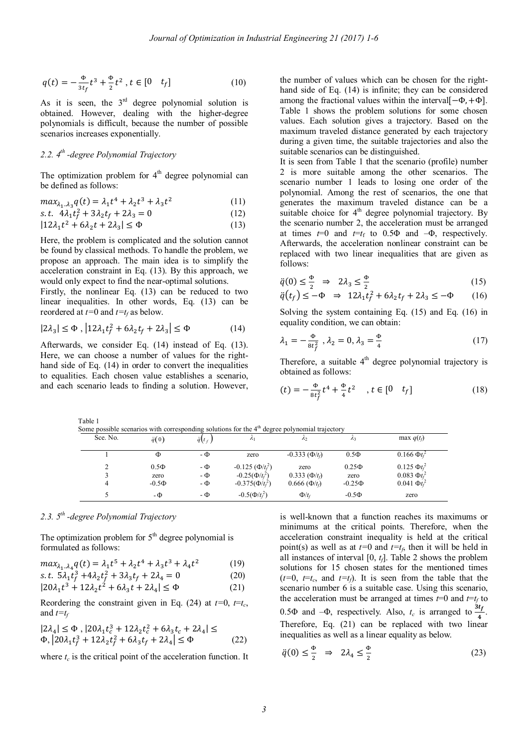$$q(t) = -\frac{\Phi}{3t_f}t^3 + \frac{\Phi}{2}t^2 \; , t \in [0 \quad t_f] \tag{10}$$

As it is seen, the 3[rd] degree polynomial solution is obtained. However, dealing with the higher-degree polynomials is difficult, because the number of possible scenarios increases exponentially.

### 2.2. 4[th] -degree Polynomial Trajectory

The optimization problem for 4[th] degree polynomial can be defined as follows:

$$max_{\lambda_1..\lambda_3} q(t) = \lambda_1 t^4 + \lambda_2 t^3 + \lambda_3 t^2 \tag{11}$$

$$s.t. \;\; 4\lambda_1 t_f^2 + 3\lambda_2 t_f + 2\lambda_3 = 0 \tag{12}$$

$$|12\lambda_1 t^2 + 6\lambda_2 t + 2\lambda_3| \le \Phi \tag{13}$$

Here, the problem is complicated and the solution cannot be found by classical methods. To handle the problem, we propose an approach. The main idea is to simplify the acceleration constraint in Eq. (13). By this approach, we would only expect to find the near-optimal solutions.

Firstly, the nonlinear Eq. (13) can be reduced to two linear inequalities. In other words, Eq. (13) can be reordered at $t$=0 and $t$=$t_f$ as below.

$$|2\lambda_3| \le \Phi \; , \left|12\lambda_1 t_f^2 + 6\lambda_2 t_f + 2\lambda_3\right| \le \Phi \tag{14}$$

Afterwards, we consider Eq. (14) instead of Eq. (13). Here, we can choose a number of values for the right-hand side of Eq. (14) in order to convert the inequalities to equalities. Each chosen value establishes a scenario, and each scenario leads to finding a solution. However, the number of values which can be chosen for the right-hand side of Eq. (14) is infinite; they can be considered among the fractional values within the interval$[-\Phi, +\Phi]$. Table 1 shows the problem solutions for some chosen values. Each solution gives a trajectory. Based on the maximum traveled distance generated by each trajectory during a given time, the suitable trajectories and also the suitable scenarios can be distinguished.

It is seen from Table 1 that the scenario (profile) number 2 is more suitable among the other scenarios. The scenario number 1 leads to losing one order of the polynomial. Among the rest of scenarios, the one that generates the maximum traveled distance can be a suitable choice for 4[th] degree polynomial trajectory. By the scenario number 2, the acceleration must be arranged at times $t$=0 and $t$=$t_f$ to 0.5Φ and –Φ, respectively. Afterwards, the acceleration nonlinear constraint can be replaced with two linear inequalities that are given as follows:

$$\ddot{q}(0) \le \frac{\Phi}{2} \;\; \Rightarrow \;\; 2\lambda_3 \le \frac{\Phi}{2} \tag{15}$$

$$\ddot{q}(t_f) \le -\Phi \;\; \Rightarrow \;\; 12\lambda_1 t_f^2 + 6\lambda_2 t_f + 2\lambda_3 \le -\Phi \tag{16}$$

Solving the system containing Eq. (15) and Eq. (16) in equality condition, we can obtain:

$$\lambda_1 = -\frac{\Phi}{8t_f^2} \; , \lambda_2 = 0, \lambda_3 = \frac{\Phi}{4} \tag{17}$$

Therefore, a suitable 4[th] degree polynomial trajectory is obtained as follows:

$$(t) = -\frac{\Phi}{8t_f^2}t^4 + \frac{\Phi}{4}t^2 \quad , t \in [0 \quad t_f] \tag{18}$$

Table 1
Some possible scenarios with corresponding solutions for the 4[th] degree polynomial trajectory

| Sce. No. | $\ddot{q}(0)$ | $\ddot{q}(t_f)$ | $\lambda_1$ | $\lambda_2$ | $\lambda_3$ | max $q(t_f)$ |
|---|---|---|---|---|---|---|
| 1 | Φ | - Φ | zero | -0.333 $(\Phi/t_f)$ | 0.5Φ | 0.166 $\Phi t_f^2$ |
| 2 | 0.5Φ | - Φ | -0.125 $(\Phi/t_f^2)$ | zero | 0.25Φ | 0.125 $\Phi t_f^2$ |
| 3 | zero | - Φ | -0.25$(\Phi/t_f^2)$ | 0.333 $(\Phi/t_f)$ | zero | 0.083 $\Phi t_f^2$ |
| 4 | -0.5Φ | - Φ | -0.375$(\Phi/t_f^2)$ | 0.666 $(\Phi/t_f)$ | -0.25Φ | 0.041 $\Phi t_f^2$ |
| 5 | - Φ | - Φ | -0.5$(\Phi/t_f^2)$ | $\Phi/t_f$ | -0.5Φ | zero |

### 2.3. 5[th] -degree Polynomial Trajectory

The optimization problem for 5[th] degree polynomial is formulated as follows:

$$max_{\lambda_1..\lambda_4} q(t) = \lambda_1 t^5 + \lambda_2 t^4 + \lambda_3 t^3 + \lambda_4 t^2 \tag{19}$$

$$s.t. \;\; 5\lambda_1 t_f^3 + 4\lambda_2 t_f^2 + 3\lambda_3 t_f + 2\lambda_4 = 0 \tag{20}$$

$$|20\lambda_1 t^3 + 12\lambda_2 t^2 + 6\lambda_3 t + 2\lambda_4| \le \Phi \tag{21}$$

Reordering the constraint given in Eq. (24) at $t$=0, $t$=$t_c$, and $t$=$t_f$

$$|2\lambda_4| \le \Phi \; , |20\lambda_1 t_c^3 + 12\lambda_2 t_c^2 + 6\lambda_3 t_c + 2\lambda_4| \le \Phi, \left|20\lambda_1 t_f^3 + 12\lambda_2 t_f^2 + 6\lambda_3 t_f + 2\lambda_4\right| \le \Phi \tag{22}$$

where $t_c$ is the critical point of the acceleration function. It is well-known that a function reaches its maximums or minimums at the critical points. Therefore, when the acceleration constraint inequality is held at the critical point(s) as well as at $t$=0 and $t$=$t_f$, then it will be held in all instances of interval [0, $t_f$]. Table 2 shows the problem solutions for 15 chosen states for the mentioned times ($t$=0, $t$=$t_c$, and $t$=$t_f$). It is seen from the table that the scenario number 6 is a suitable case. Using this scenario, the acceleration must be arranged at times $t$=0 and $t$=$t_f$ to 0.5Φ and –Φ, respectively. Also, $t_c$ is arranged to $\frac{3t_f}{4}$. Therefore, Eq. (21) can be replaced with two linear inequalities as well as a linear equality as below.

$$\ddot{q}(0) \le \frac{\Phi}{2} \;\; \Rightarrow \;\; 2\lambda_4 \le \frac{\Phi}{2} \tag{23}$$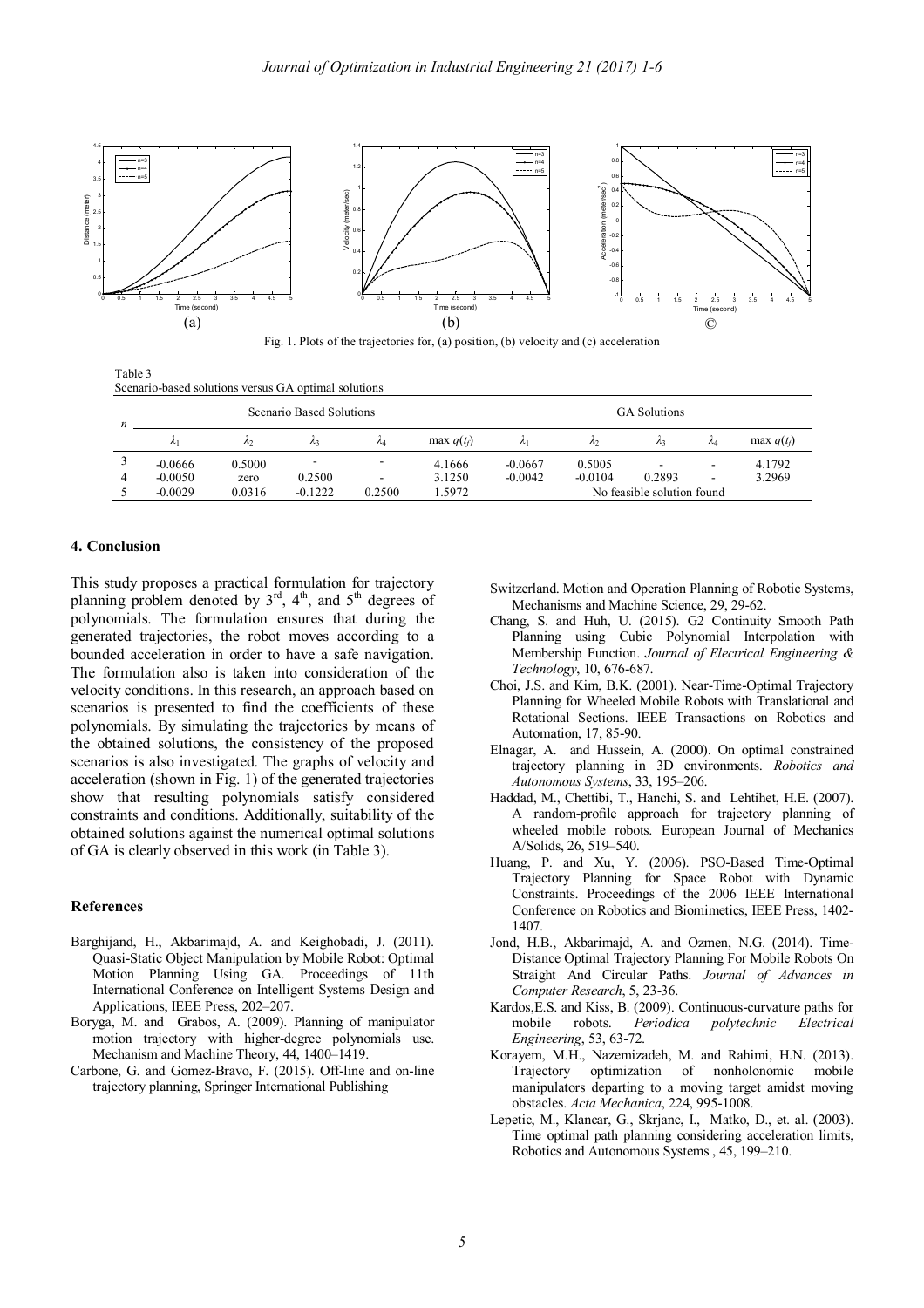Distance (meter)

Time (second)

n=3
n=4
n=5

(a)

Velocity (meter/sec)

Time (second)

n=3
n=4
n=5

(b)

Acceleration (meter/sec$^2$)

Time (second)

n=3
n=4
n=5

©

Fig. 1. Plots of the trajectories for, (a) position, (b) velocity and (c) acceleration

Table 3
Scenario-based solutions versus GA optimal solutions

| $n$ | Scenario Based Solutions | | | | | GA Solutions | | | | |
|---|---|---|---|---|---|---|---|---|---|---|
| | $\lambda_1$ | $\lambda_2$ | $\lambda_3$ | $\lambda_4$ | max $q(t_f)$ | $\lambda_1$ | $\lambda_2$ | $\lambda_3$ | $\lambda_4$ | max $q(t_f)$ |
| 3 | -0.0666 | 0.5000 | - | - | 4.1666 | -0.0667 | 0.5005 | - | - | 4.1792 |
| 4 | -0.0050 | zero | 0.2500 | - | 3.1250 | -0.0042 | -0.0104 | 0.2893 | - | 3.2969 |
| 5 | -0.0029 | 0.0316 | -0.1222 | 0.2500 | 1.5972 | No feasible solution found | | | | |

## 4. Conclusion

This study proposes a practical formulation for trajectory planning problem denoted by 3[rd], 4[th], and 5[th] degrees of polynomials. The formulation ensures that during the generated trajectories, the robot moves according to a bounded acceleration in order to have a safe navigation. The formulation also is taken into consideration of the velocity conditions. In this research, an approach based on scenarios is presented to find the coefficients of these polynomials. By simulating the trajectories by means of the obtained solutions, the consistency of the proposed scenarios is also investigated. The graphs of velocity and acceleration (shown in Fig. 1) of the generated trajectories show that resulting polynomials satisfy considered constraints and conditions. Additionally, suitability of the obtained solutions against the numerical optimal solutions of GA is clearly observed in this work (in Table 3).

## References

Barghijand, H., Akbarimajd, A. and Keighobadi, J. (2011). Quasi-Static Object Manipulation by Mobile Robot: Optimal Motion Planning Using GA. Proceedings of 11th International Conference on Intelligent Systems Design and Applications, IEEE Press, 202–207.

Boryga, M. and Grabos, A. (2009). Planning of manipulator motion trajectory with higher-degree polynomials use. Mechanism and Machine Theory, 44, 1400–1419.

Carbone, G. and Gomez-Bravo, F. (2015). Off-line and on-line trajectory planning, Springer International Publishing Switzerland. Motion and Operation Planning of Robotic Systems, Mechanisms and Machine Science, 29, 29-62.

Chang, S. and Huh, U. (2015). G2 Continuity Smooth Path Planning using Cubic Polynomial Interpolation with Membership Function. *Journal of Electrical Engineering & Technology*, 10, 676-687.

Choi, J.S. and Kim, B.K. (2001). Near-Time-Optimal Trajectory Planning for Wheeled Mobile Robots with Translational and Rotational Sections. IEEE Transactions on Robotics and Automation, 17, 85-90.

Elnagar, A. and Hussein, A. (2000). On optimal constrained trajectory planning in 3D environments. *Robotics and Autonomous Systems*, 33, 195–206.

Haddad, M., Chettibi, T., Hanchi, S. and Lehtihet, H.E. (2007). A random-profile approach for trajectory planning of wheeled mobile robots. European Journal of Mechanics A/Solids, 26, 519–540.

Huang, P. and Xu, Y. (2006). PSO-Based Time-Optimal Trajectory Planning for Space Robot with Dynamic Constraints. Proceedings of the 2006 IEEE International Conference on Robotics and Biomimetics, IEEE Press, 1402-1407.

Jond, H.B., Akbarimajd, A. and Ozmen, N.G. (2014). Time-Distance Optimal Trajectory Planning For Mobile Robots On Straight And Circular Paths. *Journal of Advances in Computer Research*, 5, 23-36.

Kardos,E.S. and Kiss, B. (2009). Continuous-curvature paths for mobile robots. *Periodica polytechnic Electrical Engineering*, 53, 63-72.

Korayem, M.H., Nazemizadeh, M. and Rahimi, H.N. (2013). Trajectory optimization of nonholonomic mobile manipulators departing to a moving target amidst moving obstacles. *Acta Mechanica*, 224, 995-1008.

Lepetic, M., Klancar, G., Skrjanc, I., Matko, D., et. al. (2003). Time optimal path planning considering acceleration limits, Robotics and Autonomous Systems , 45, 199–210.